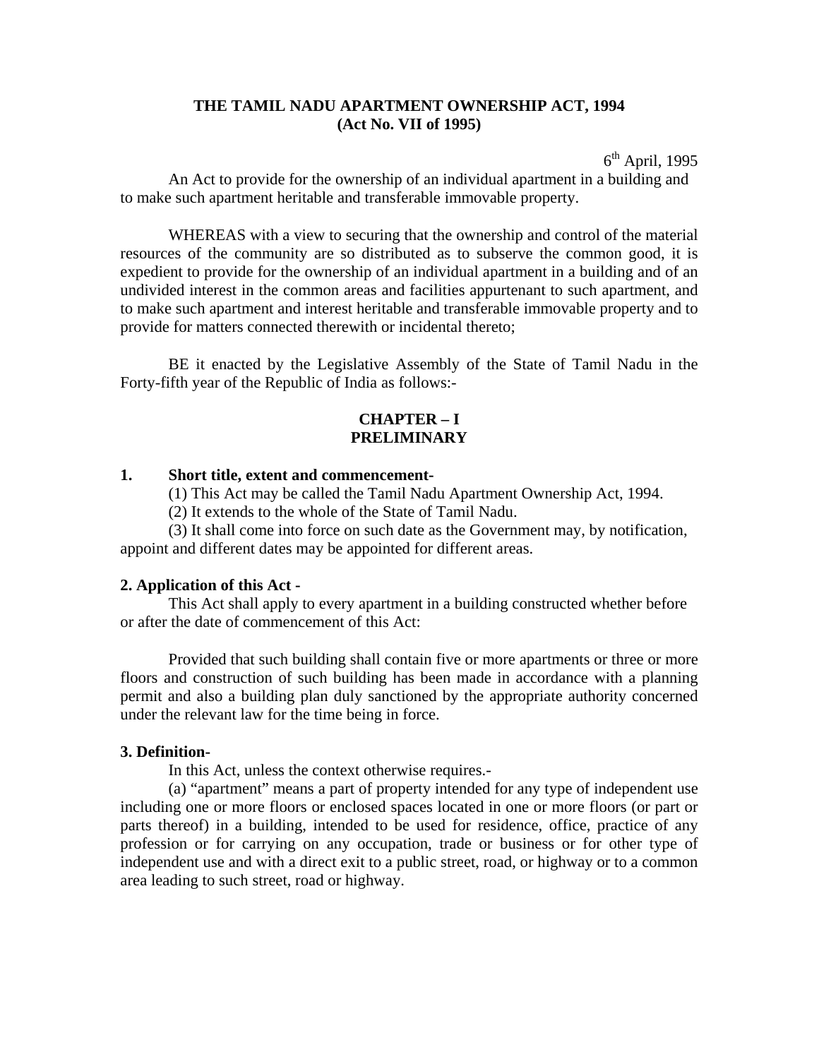# THE TAMIL NADU APARTMENT OWNERSHIP ACT, 1994
## (Act No. VII of 1995)

6th April, 1995

An Act to provide for the ownership of an individual apartment in a building and to make such apartment heritable and transferable immovable property.

WHEREAS with a view to securing that the ownership and control of the material resources of the community are so distributed as to subserve the common good, it is expedient to provide for the ownership of an individual apartment in a building and of an undivided interest in the common areas and facilities appurtenant to such apartment, and to make such apartment and interest heritable and transferable immovable property and to provide for matters connected therewith or incidental thereto;

BE it enacted by the Legislative Assembly of the State of Tamil Nadu in the Forty-fifth year of the Republic of India as follows:-

## CHAPTER – I
## PRELIMINARY

**1. Short title, extent and commencement-**

(1) This Act may be called the Tamil Nadu Apartment Ownership Act, 1994.

(2) It extends to the whole of the State of Tamil Nadu.

(3) It shall come into force on such date as the Government may, by notification, appoint and different dates may be appointed for different areas.

**2. Application of this Act -**

This Act shall apply to every apartment in a building constructed whether before or after the date of commencement of this Act:

Provided that such building shall contain five or more apartments or three or more floors and construction of such building has been made in accordance with a planning permit and also a building plan duly sanctioned by the appropriate authority concerned under the relevant law for the time being in force.

**3. Definition-**

In this Act, unless the context otherwise requires.-

(a) "apartment" means a part of property intended for any type of independent use including one or more floors or enclosed spaces located in one or more floors (or part or parts thereof) in a building, intended to be used for residence, office, practice of any profession or for carrying on any occupation, trade or business or for other type of independent use and with a direct exit to a public street, road, or highway or to a common area leading to such street, road or highway.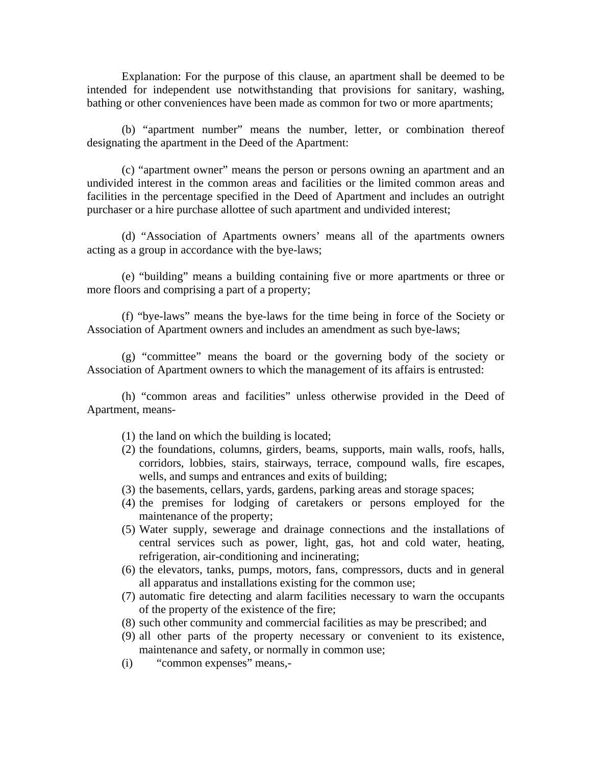Explanation: For the purpose of this clause, an apartment shall be deemed to be intended for independent use notwithstanding that provisions for sanitary, washing, bathing or other conveniences have been made as common for two or more apartments;

(b) "apartment number" means the number, letter, or combination thereof designating the apartment in the Deed of the Apartment:

(c) "apartment owner" means the person or persons owning an apartment and an undivided interest in the common areas and facilities or the limited common areas and facilities in the percentage specified in the Deed of Apartment and includes an outright purchaser or a hire purchase allottee of such apartment and undivided interest;

(d) "Association of Apartments owners' means all of the apartments owners acting as a group in accordance with the bye-laws;

(e) "building" means a building containing five or more apartments or three or more floors and comprising a part of a property;

(f) "bye-laws" means the bye-laws for the time being in force of the Society or Association of Apartment owners and includes an amendment as such bye-laws;

(g) "committee" means the board or the governing body of the society or Association of Apartment owners to which the management of its affairs is entrusted:

(h) "common areas and facilities" unless otherwise provided in the Deed of Apartment, means-

(1) the land on which the building is located;
(2) the foundations, columns, girders, beams, supports, main walls, roofs, halls, corridors, lobbies, stairs, stairways, terrace, compound walls, fire escapes, wells, and sumps and entrances and exits of building;
(3) the basements, cellars, yards, gardens, parking areas and storage spaces;
(4) the premises for lodging of caretakers or persons employed for the maintenance of the property;
(5) Water supply, sewerage and drainage connections and the installations of central services such as power, light, gas, hot and cold water, heating, refrigeration, air-conditioning and incinerating;
(6) the elevators, tanks, pumps, motors, fans, compressors, ducts and in general all apparatus and installations existing for the common use;
(7) automatic fire detecting and alarm facilities necessary to warn the occupants of the property of the existence of the fire;
(8) such other community and commercial facilities as may be prescribed; and
(9) all other parts of the property necessary or convenient to its existence, maintenance and safety, or normally in common use;

(i) "common expenses" means,-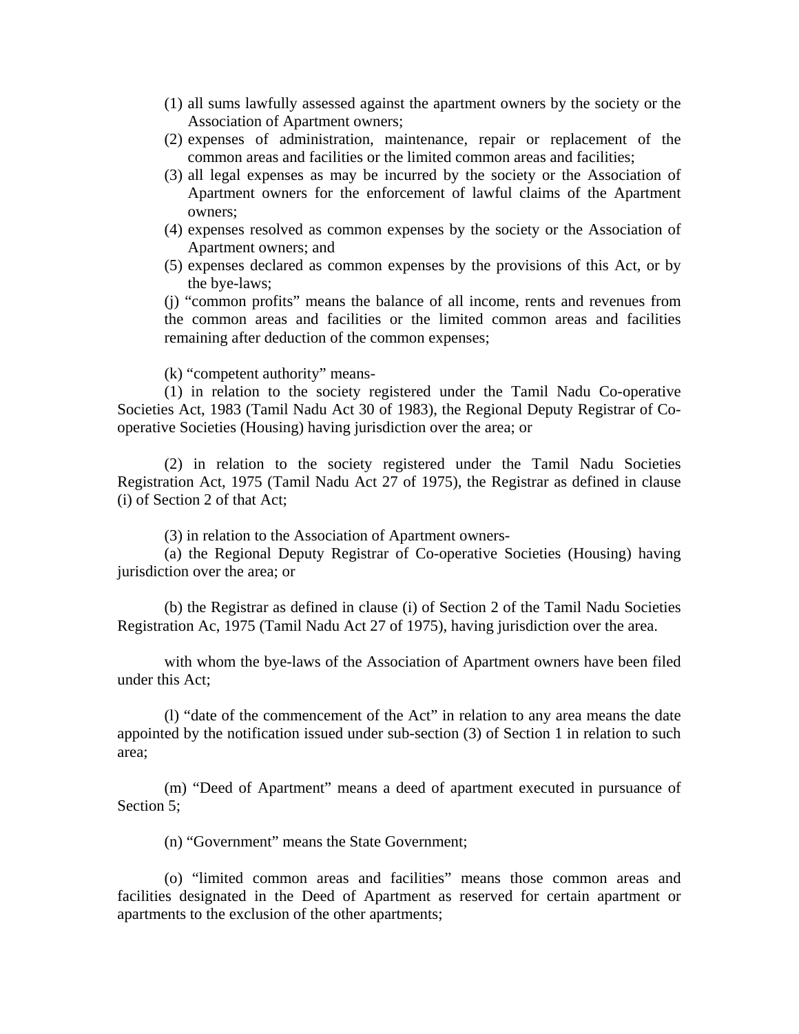(1) all sums lawfully assessed against the apartment owners by the society or the Association of Apartment owners;

(2) expenses of administration, maintenance, repair or replacement of the common areas and facilities or the limited common areas and facilities;

(3) all legal expenses as may be incurred by the society or the Association of Apartment owners for the enforcement of lawful claims of the Apartment owners;

(4) expenses resolved as common expenses by the society or the Association of Apartment owners; and

(5) expenses declared as common expenses by the provisions of this Act, or by the bye-laws;

(j) "common profits" means the balance of all income, rents and revenues from the common areas and facilities or the limited common areas and facilities remaining after deduction of the common expenses;

(k) "competent authority" means-

(1) in relation to the society registered under the Tamil Nadu Co-operative Societies Act, 1983 (Tamil Nadu Act 30 of 1983), the Regional Deputy Registrar of Co-operative Societies (Housing) having jurisdiction over the area; or

(2) in relation to the society registered under the Tamil Nadu Societies Registration Act, 1975 (Tamil Nadu Act 27 of 1975), the Registrar as defined in clause (i) of Section 2 of that Act;

(3) in relation to the Association of Apartment owners-

(a) the Regional Deputy Registrar of Co-operative Societies (Housing) having jurisdiction over the area; or

(b) the Registrar as defined in clause (i) of Section 2 of the Tamil Nadu Societies Registration Ac, 1975 (Tamil Nadu Act 27 of 1975), having jurisdiction over the area.

with whom the bye-laws of the Association of Apartment owners have been filed under this Act;

(l) "date of the commencement of the Act" in relation to any area means the date appointed by the notification issued under sub-section (3) of Section 1 in relation to such area;

(m) "Deed of Apartment" means a deed of apartment executed in pursuance of Section 5;

(n) "Government" means the State Government;

(o) "limited common areas and facilities" means those common areas and facilities designated in the Deed of Apartment as reserved for certain apartment or apartments to the exclusion of the other apartments;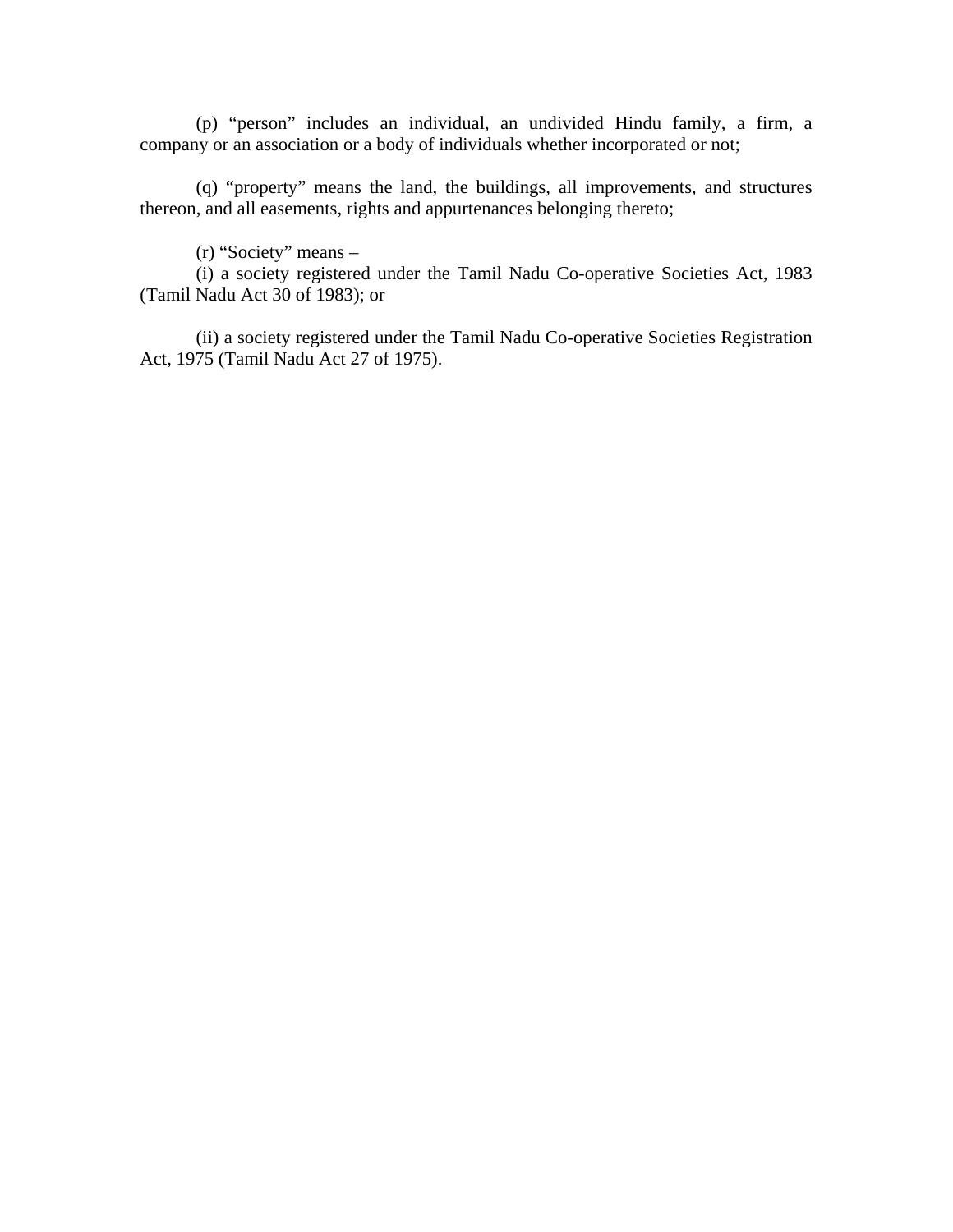(p) “person” includes an individual, an undivided Hindu family, a firm, a company or an association or a body of individuals whether incorporated or not;

(q) “property” means the land, the buildings, all improvements, and structures thereon, and all easements, rights and appurtenances belonging thereto;

(r) “Society” means –

(i) a society registered under the Tamil Nadu Co-operative Societies Act, 1983 (Tamil Nadu Act 30 of 1983); or

(ii) a society registered under the Tamil Nadu Co-operative Societies Registration Act, 1975 (Tamil Nadu Act 27 of 1975).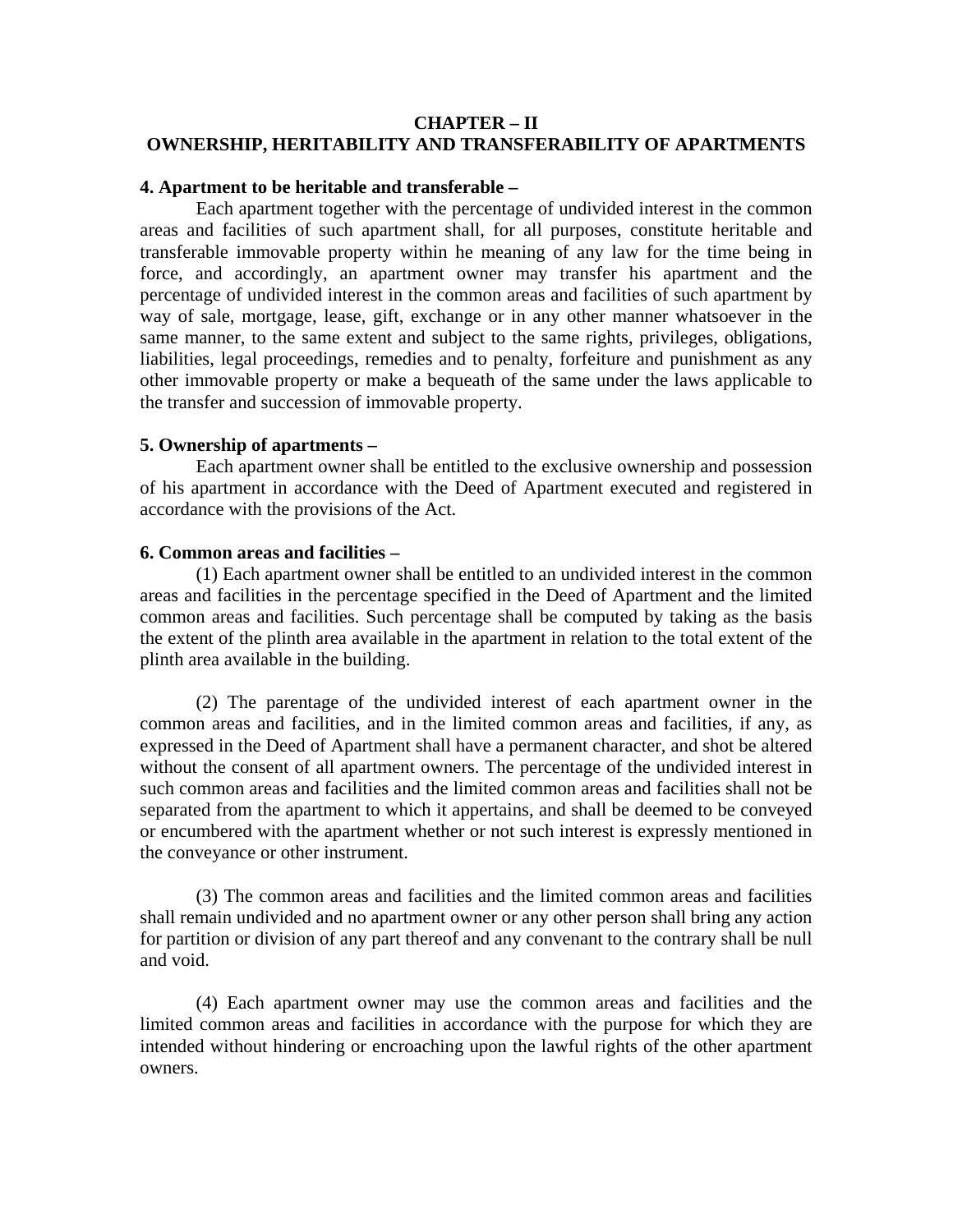## CHAPTER – II
## OWNERSHIP, HERITABILITY AND TRANSFERABILITY OF APARTMENTS

**4. Apartment to be heritable and transferable –**

Each apartment together with the percentage of undivided interest in the common areas and facilities of such apartment shall, for all purposes, constitute heritable and transferable immovable property within he meaning of any law for the time being in force, and accordingly, an apartment owner may transfer his apartment and the percentage of undivided interest in the common areas and facilities of such apartment by way of sale, mortgage, lease, gift, exchange or in any other manner whatsoever in the same manner, to the same extent and subject to the same rights, privileges, obligations, liabilities, legal proceedings, remedies and to penalty, forfeiture and punishment as any other immovable property or make a bequeath of the same under the laws applicable to the transfer and succession of immovable property.

**5. Ownership of apartments –**

Each apartment owner shall be entitled to the exclusive ownership and possession of his apartment in accordance with the Deed of Apartment executed and registered in accordance with the provisions of the Act.

**6. Common areas and facilities –**

(1) Each apartment owner shall be entitled to an undivided interest in the common areas and facilities in the percentage specified in the Deed of Apartment and the limited common areas and facilities. Such percentage shall be computed by taking as the basis the extent of the plinth area available in the apartment in relation to the total extent of the plinth area available in the building.

(2) The parentage of the undivided interest of each apartment owner in the common areas and facilities, and in the limited common areas and facilities, if any, as expressed in the Deed of Apartment shall have a permanent character, and shot be altered without the consent of all apartment owners. The percentage of the undivided interest in such common areas and facilities and the limited common areas and facilities shall not be separated from the apartment to which it appertains, and shall be deemed to be conveyed or encumbered with the apartment whether or not such interest is expressly mentioned in the conveyance or other instrument.

(3) The common areas and facilities and the limited common areas and facilities shall remain undivided and no apartment owner or any other person shall bring any action for partition or division of any part thereof and any convenant to the contrary shall be null and void.

(4) Each apartment owner may use the common areas and facilities and the limited common areas and facilities in accordance with the purpose for which they are intended without hindering or encroaching upon the lawful rights of the other apartment owners.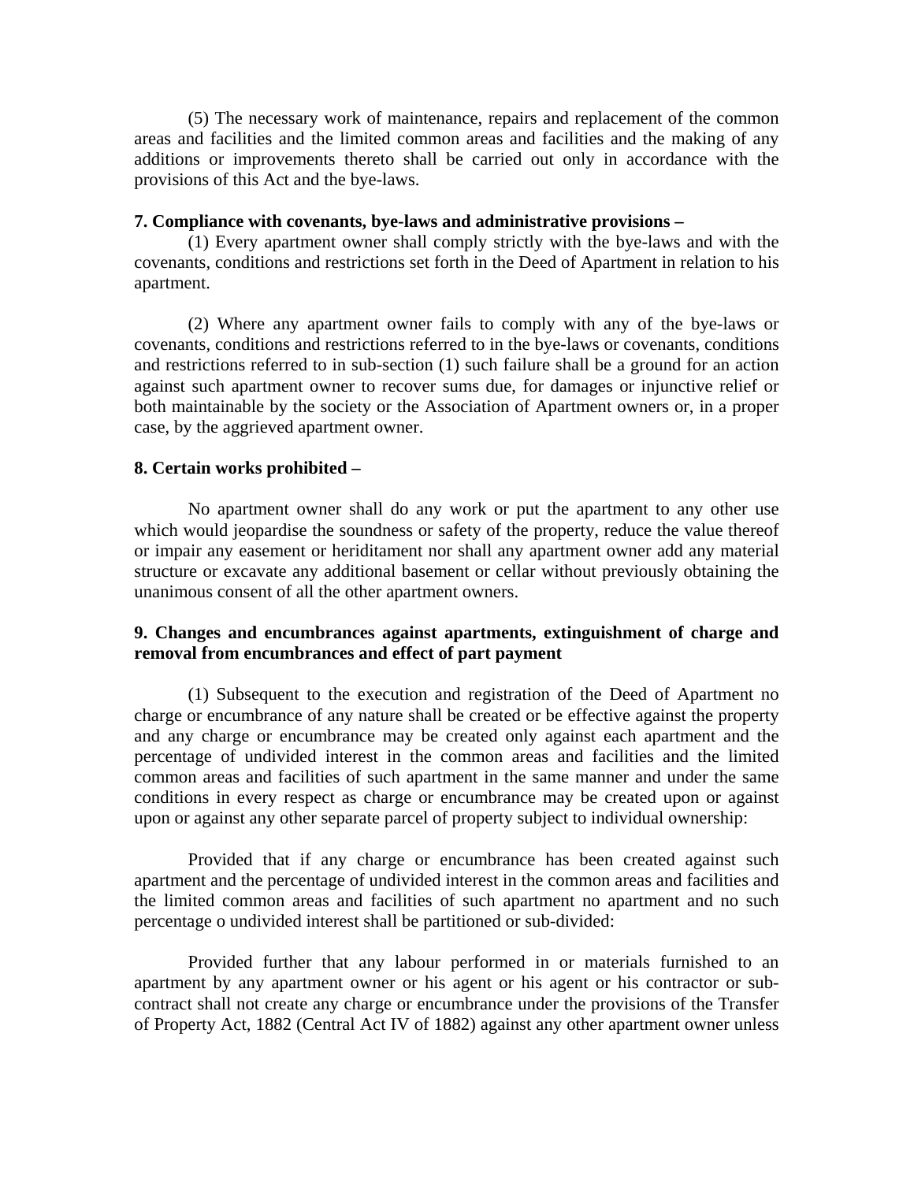(5) The necessary work of maintenance, repairs and replacement of the common areas and facilities and the limited common areas and facilities and the making of any additions or improvements thereto shall be carried out only in accordance with the provisions of this Act and the bye-laws.

**7. Compliance with covenants, bye-laws and administrative provisions –**

(1) Every apartment owner shall comply strictly with the bye-laws and with the covenants, conditions and restrictions set forth in the Deed of Apartment in relation to his apartment.

(2) Where any apartment owner fails to comply with any of the bye-laws or covenants, conditions and restrictions referred to in the bye-laws or covenants, conditions and restrictions referred to in sub-section (1) such failure shall be a ground for an action against such apartment owner to recover sums due, for damages or injunctive relief or both maintainable by the society or the Association of Apartment owners or, in a proper case, by the aggrieved apartment owner.

**8. Certain works prohibited –**

No apartment owner shall do any work or put the apartment to any other use which would jeopardise the soundness or safety of the property, reduce the value thereof or impair any easement or heriditament nor shall any apartment owner add any material structure or excavate any additional basement or cellar without previously obtaining the unanimous consent of all the other apartment owners.

**9. Changes and encumbrances against apartments, extinguishment of charge and removal from encumbrances and effect of part payment**

(1) Subsequent to the execution and registration of the Deed of Apartment no charge or encumbrance of any nature shall be created or be effective against the property and any charge or encumbrance may be created only against each apartment and the percentage of undivided interest in the common areas and facilities and the limited common areas and facilities of such apartment in the same manner and under the same conditions in every respect as charge or encumbrance may be created upon or against upon or against any other separate parcel of property subject to individual ownership:

Provided that if any charge or encumbrance has been created against such apartment and the percentage of undivided interest in the common areas and facilities and the limited common areas and facilities of such apartment no apartment and no such percentage o undivided interest shall be partitioned or sub-divided:

Provided further that any labour performed in or materials furnished to an apartment by any apartment owner or his agent or his agent or his contractor or sub-contract shall not create any charge or encumbrance under the provisions of the Transfer of Property Act, 1882 (Central Act IV of 1882) against any other apartment owner unless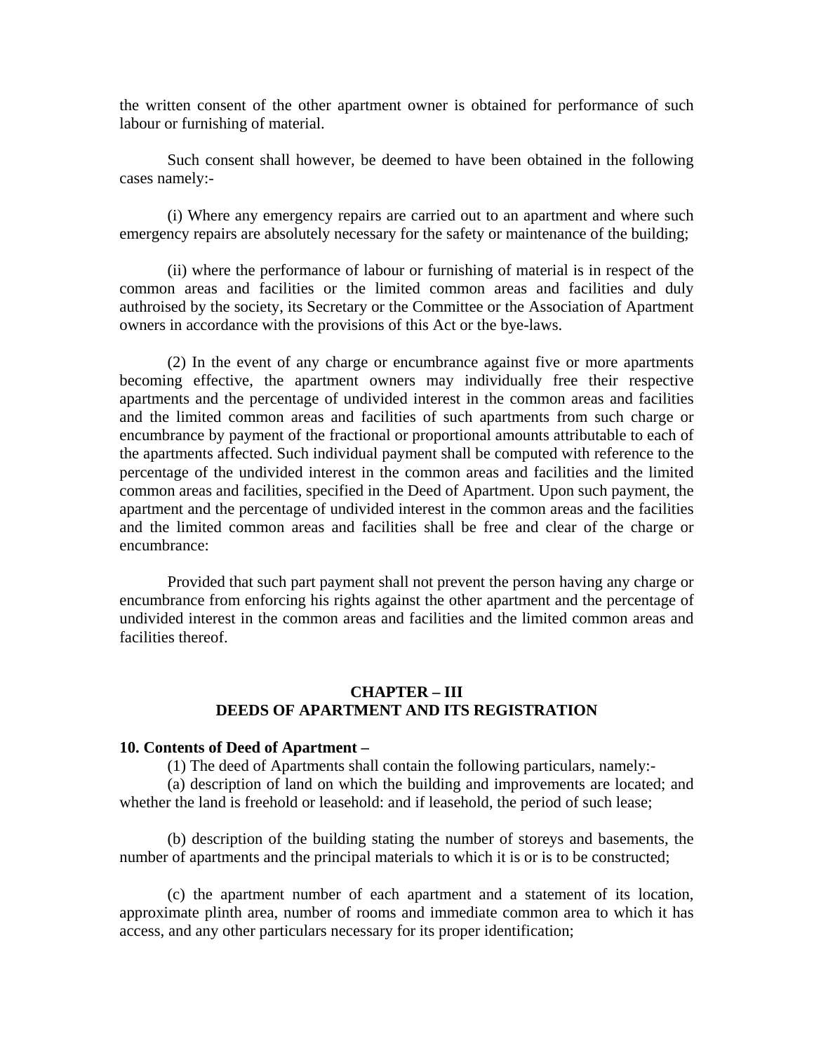the written consent of the other apartment owner is obtained for performance of such labour or furnishing of material.

Such consent shall however, be deemed to have been obtained in the following cases namely:-

(i) Where any emergency repairs are carried out to an apartment and where such emergency repairs are absolutely necessary for the safety or maintenance of the building;

(ii) where the performance of labour or furnishing of material is in respect of the common areas and facilities or the limited common areas and facilities and duly authroised by the society, its Secretary or the Committee or the Association of Apartment owners in accordance with the provisions of this Act or the bye-laws.

(2) In the event of any charge or encumbrance against five or more apartments becoming effective, the apartment owners may individually free their respective apartments and the percentage of undivided interest in the common areas and facilities and the limited common areas and facilities of such apartments from such charge or encumbrance by payment of the fractional or proportional amounts attributable to each of the apartments affected. Such individual payment shall be computed with reference to the percentage of the undivided interest in the common areas and facilities and the limited common areas and facilities, specified in the Deed of Apartment. Upon such payment, the apartment and the percentage of undivided interest in the common areas and the facilities and the limited common areas and facilities shall be free and clear of the charge or encumbrance:

Provided that such part payment shall not prevent the person having any charge or encumbrance from enforcing his rights against the other apartment and the percentage of undivided interest in the common areas and facilities and the limited common areas and facilities thereof.

## CHAPTER – III
## DEEDS OF APARTMENT AND ITS REGISTRATION

**10. Contents of Deed of Apartment –**

(1) The deed of Apartments shall contain the following particulars, namely:-

(a) description of land on which the building and improvements are located; and whether the land is freehold or leasehold: and if leasehold, the period of such lease;

(b) description of the building stating the number of storeys and basements, the number of apartments and the principal materials to which it is or is to be constructed;

(c) the apartment number of each apartment and a statement of its location, approximate plinth area, number of rooms and immediate common area to which it has access, and any other particulars necessary for its proper identification;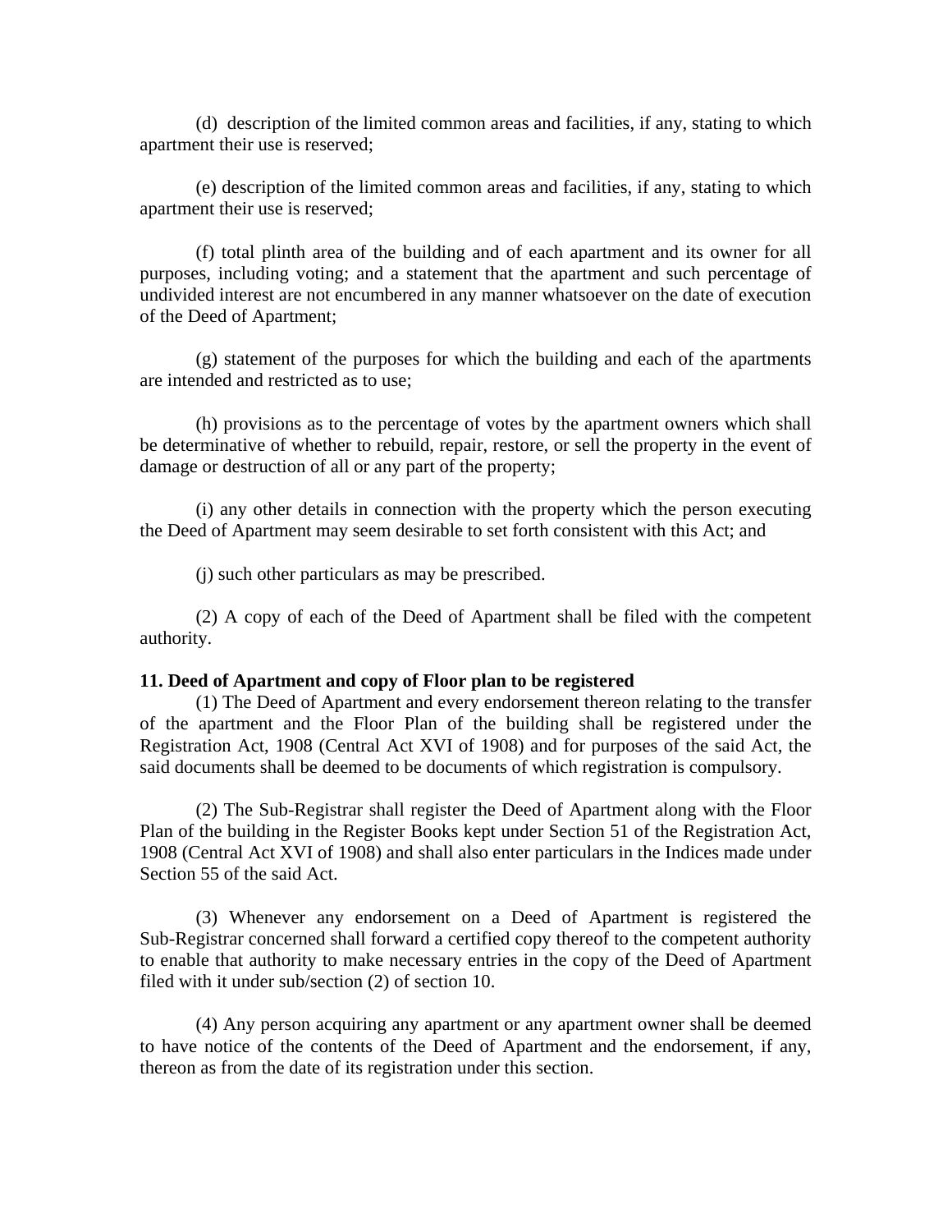(d) description of the limited common areas and facilities, if any, stating to which apartment their use is reserved;

(e) description of the limited common areas and facilities, if any, stating to which apartment their use is reserved;

(f) total plinth area of the building and of each apartment and its owner for all purposes, including voting; and a statement that the apartment and such percentage of undivided interest are not encumbered in any manner whatsoever on the date of execution of the Deed of Apartment;

(g) statement of the purposes for which the building and each of the apartments are intended and restricted as to use;

(h) provisions as to the percentage of votes by the apartment owners which shall be determinative of whether to rebuild, repair, restore, or sell the property in the event of damage or destruction of all or any part of the property;

(i) any other details in connection with the property which the person executing the Deed of Apartment may seem desirable to set forth consistent with this Act; and

(j) such other particulars as may be prescribed.

(2) A copy of each of the Deed of Apartment shall be filed with the competent authority.

**11. Deed of Apartment and copy of Floor plan to be registered**

(1) The Deed of Apartment and every endorsement thereon relating to the transfer of the apartment and the Floor Plan of the building shall be registered under the Registration Act, 1908 (Central Act XVI of 1908) and for purposes of the said Act, the said documents shall be deemed to be documents of which registration is compulsory.

(2) The Sub-Registrar shall register the Deed of Apartment along with the Floor Plan of the building in the Register Books kept under Section 51 of the Registration Act, 1908 (Central Act XVI of 1908) and shall also enter particulars in the Indices made under Section 55 of the said Act.

(3) Whenever any endorsement on a Deed of Apartment is registered the Sub-Registrar concerned shall forward a certified copy thereof to the competent authority to enable that authority to make necessary entries in the copy of the Deed of Apartment filed with it under sub/section (2) of section 10.

(4) Any person acquiring any apartment or any apartment owner shall be deemed to have notice of the contents of the Deed of Apartment and the endorsement, if any, thereon as from the date of its registration under this section.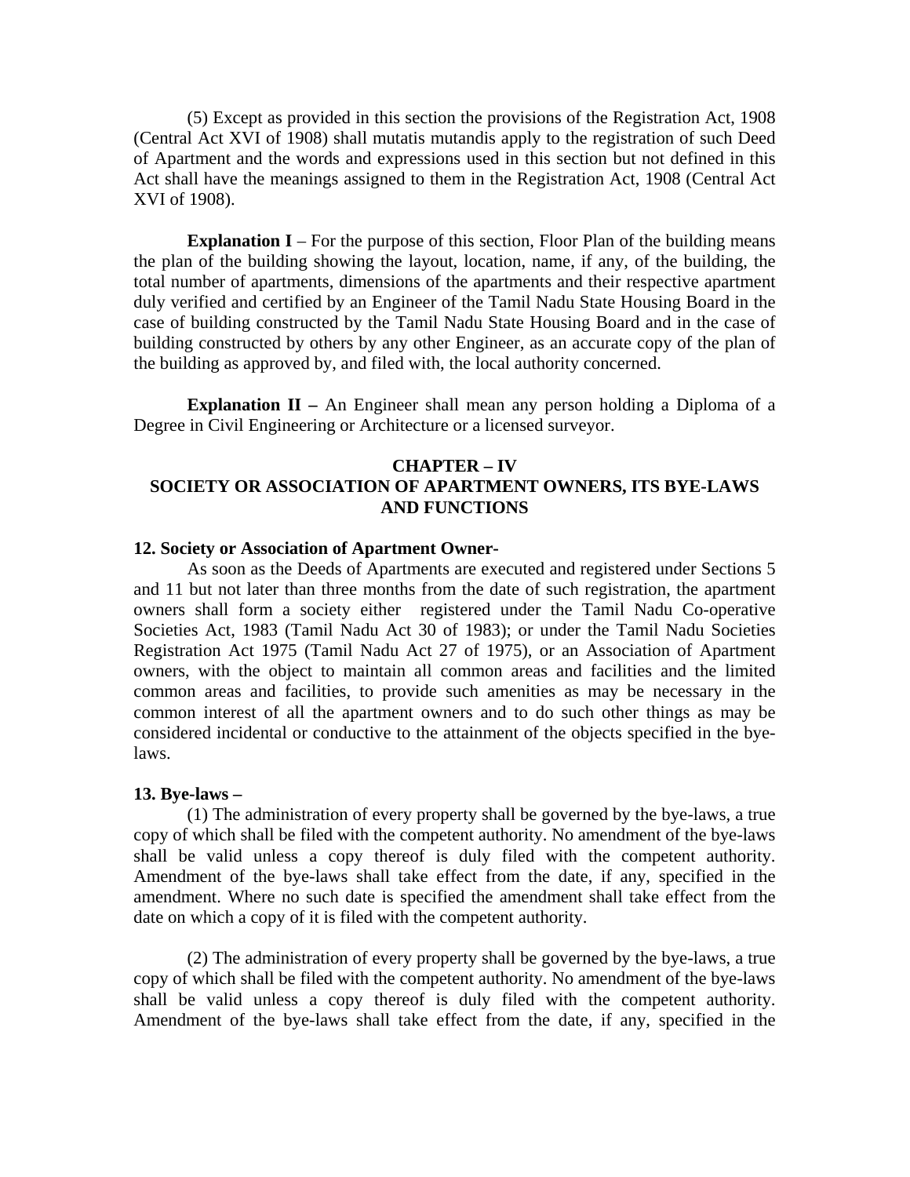(5) Except as provided in this section the provisions of the Registration Act, 1908 (Central Act XVI of 1908) shall mutatis mutandis apply to the registration of such Deed of Apartment and the words and expressions used in this section but not defined in this Act shall have the meanings assigned to them in the Registration Act, 1908 (Central Act XVI of 1908).

**Explanation I** – For the purpose of this section, Floor Plan of the building means the plan of the building showing the layout, location, name, if any, of the building, the total number of apartments, dimensions of the apartments and their respective apartment duly verified and certified by an Engineer of the Tamil Nadu State Housing Board in the case of building constructed by the Tamil Nadu State Housing Board and in the case of building constructed by others by any other Engineer, as an accurate copy of the plan of the building as approved by, and filed with, the local authority concerned.

**Explanation II –** An Engineer shall mean any person holding a Diploma of a Degree in Civil Engineering or Architecture or a licensed surveyor.

## CHAPTER – IV
## SOCIETY OR ASSOCIATION OF APARTMENT OWNERS, ITS BYE-LAWS AND FUNCTIONS

**12. Society or Association of Apartment Owner-**

As soon as the Deeds of Apartments are executed and registered under Sections 5 and 11 but not later than three months from the date of such registration, the apartment owners shall form a society either registered under the Tamil Nadu Co-operative Societies Act, 1983 (Tamil Nadu Act 30 of 1983); or under the Tamil Nadu Societies Registration Act 1975 (Tamil Nadu Act 27 of 1975), or an Association of Apartment owners, with the object to maintain all common areas and facilities and the limited common areas and facilities, to provide such amenities as may be necessary in the common interest of all the apartment owners and to do such other things as may be considered incidental or conductive to the attainment of the objects specified in the bye-laws.

**13. Bye-laws –**

(1) The administration of every property shall be governed by the bye-laws, a true copy of which shall be filed with the competent authority. No amendment of the bye-laws shall be valid unless a copy thereof is duly filed with the competent authority. Amendment of the bye-laws shall take effect from the date, if any, specified in the amendment. Where no such date is specified the amendment shall take effect from the date on which a copy of it is filed with the competent authority.

(2) The administration of every property shall be governed by the bye-laws, a true copy of which shall be filed with the competent authority. No amendment of the bye-laws shall be valid unless a copy thereof is duly filed with the competent authority. Amendment of the bye-laws shall take effect from the date, if any, specified in the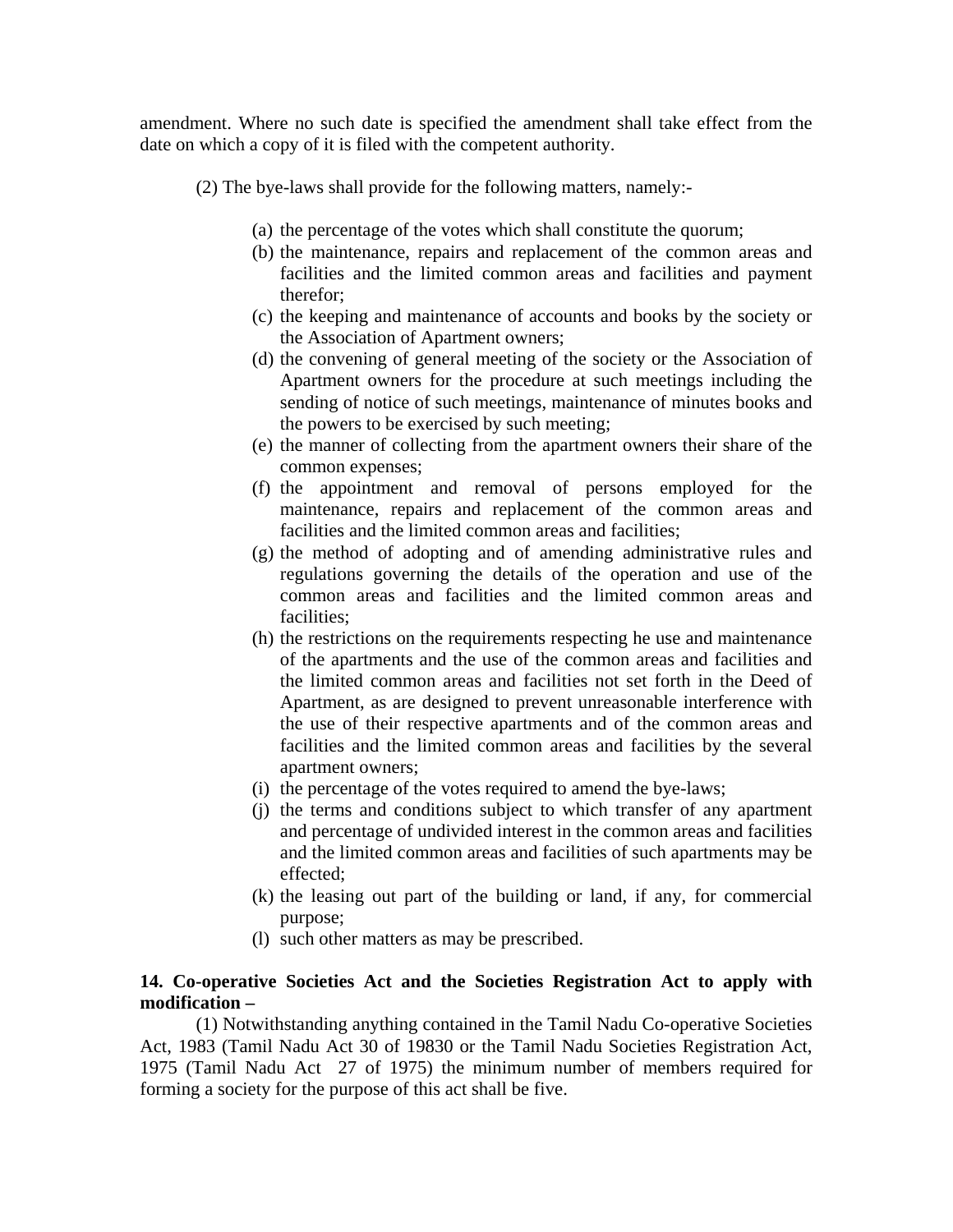amendment. Where no such date is specified the amendment shall take effect from the date on which a copy of it is filed with the competent authority.

(2) The bye-laws shall provide for the following matters, namely:-

(a) the percentage of the votes which shall constitute the quorum;
(b) the maintenance, repairs and replacement of the common areas and facilities and the limited common areas and facilities and payment therefor;
(c) the keeping and maintenance of accounts and books by the society or the Association of Apartment owners;
(d) the convening of general meeting of the society or the Association of Apartment owners for the procedure at such meetings including the sending of notice of such meetings, maintenance of minutes books and the powers to be exercised by such meeting;
(e) the manner of collecting from the apartment owners their share of the common expenses;
(f) the appointment and removal of persons employed for the maintenance, repairs and replacement of the common areas and facilities and the limited common areas and facilities;
(g) the method of adopting and of amending administrative rules and regulations governing the details of the operation and use of the common areas and facilities and the limited common areas and facilities;
(h) the restrictions on the requirements respecting he use and maintenance of the apartments and the use of the common areas and facilities and the limited common areas and facilities not set forth in the Deed of Apartment, as are designed to prevent unreasonable interference with the use of their respective apartments and of the common areas and facilities and the limited common areas and facilities by the several apartment owners;
(i) the percentage of the votes required to amend the bye-laws;
(j) the terms and conditions subject to which transfer of any apartment and percentage of undivided interest in the common areas and facilities and the limited common areas and facilities of such apartments may be effected;
(k) the leasing out part of the building or land, if any, for commercial purpose;
(l) such other matters as may be prescribed.

**14. Co-operative Societies Act and the Societies Registration Act to apply with modification –**

(1) Notwithstanding anything contained in the Tamil Nadu Co-operative Societies Act, 1983 (Tamil Nadu Act 30 of 19830 or the Tamil Nadu Societies Registration Act, 1975 (Tamil Nadu Act 27 of 1975) the minimum number of members required for forming a society for the purpose of this act shall be five.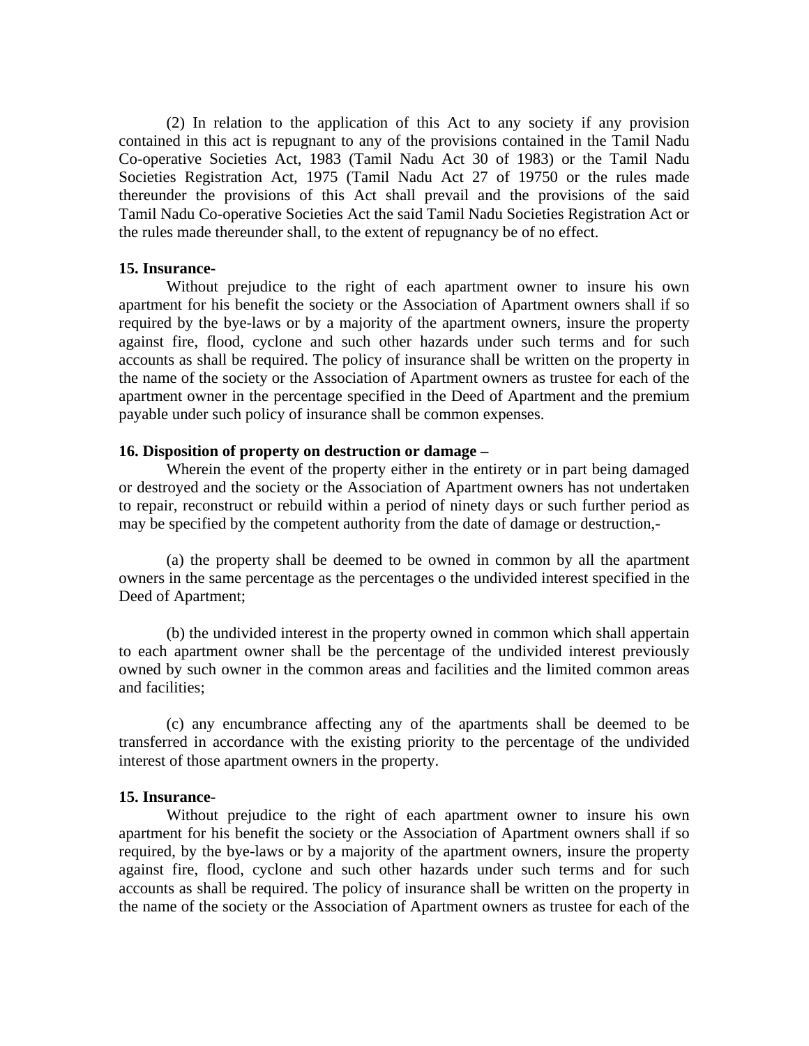(2) In relation to the application of this Act to any society if any provision contained in this act is repugnant to any of the provisions contained in the Tamil Nadu Co-operative Societies Act, 1983 (Tamil Nadu Act 30 of 1983) or the Tamil Nadu Societies Registration Act, 1975 (Tamil Nadu Act 27 of 19750 or the rules made thereunder the provisions of this Act shall prevail and the provisions of the said Tamil Nadu Co-operative Societies Act the said Tamil Nadu Societies Registration Act or the rules made thereunder shall, to the extent of repugnancy be of no effect.

**15. Insurance-**

Without prejudice to the right of each apartment owner to insure his own apartment for his benefit the society or the Association of Apartment owners shall if so required by the bye-laws or by a majority of the apartment owners, insure the property against fire, flood, cyclone and such other hazards under such terms and for such accounts as shall be required. The policy of insurance shall be written on the property in the name of the society or the Association of Apartment owners as trustee for each of the apartment owner in the percentage specified in the Deed of Apartment and the premium payable under such policy of insurance shall be common expenses.

**16. Disposition of property on destruction or damage –**

Wherein the event of the property either in the entirety or in part being damaged or destroyed and the society or the Association of Apartment owners has not undertaken to repair, reconstruct or rebuild within a period of ninety days or such further period as may be specified by the competent authority from the date of damage or destruction,-

(a) the property shall be deemed to be owned in common by all the apartment owners in the same percentage as the percentages o the undivided interest specified in the Deed of Apartment;

(b) the undivided interest in the property owned in common which shall appertain to each apartment owner shall be the percentage of the undivided interest previously owned by such owner in the common areas and facilities and the limited common areas and facilities;

(c) any encumbrance affecting any of the apartments shall be deemed to be transferred in accordance with the existing priority to the percentage of the undivided interest of those apartment owners in the property.

**15. Insurance-**

Without prejudice to the right of each apartment owner to insure his own apartment for his benefit the society or the Association of Apartment owners shall if so required, by the bye-laws or by a majority of the apartment owners, insure the property against fire, flood, cyclone and such other hazards under such terms and for such accounts as shall be required. The policy of insurance shall be written on the property in the name of the society or the Association of Apartment owners as trustee for each of the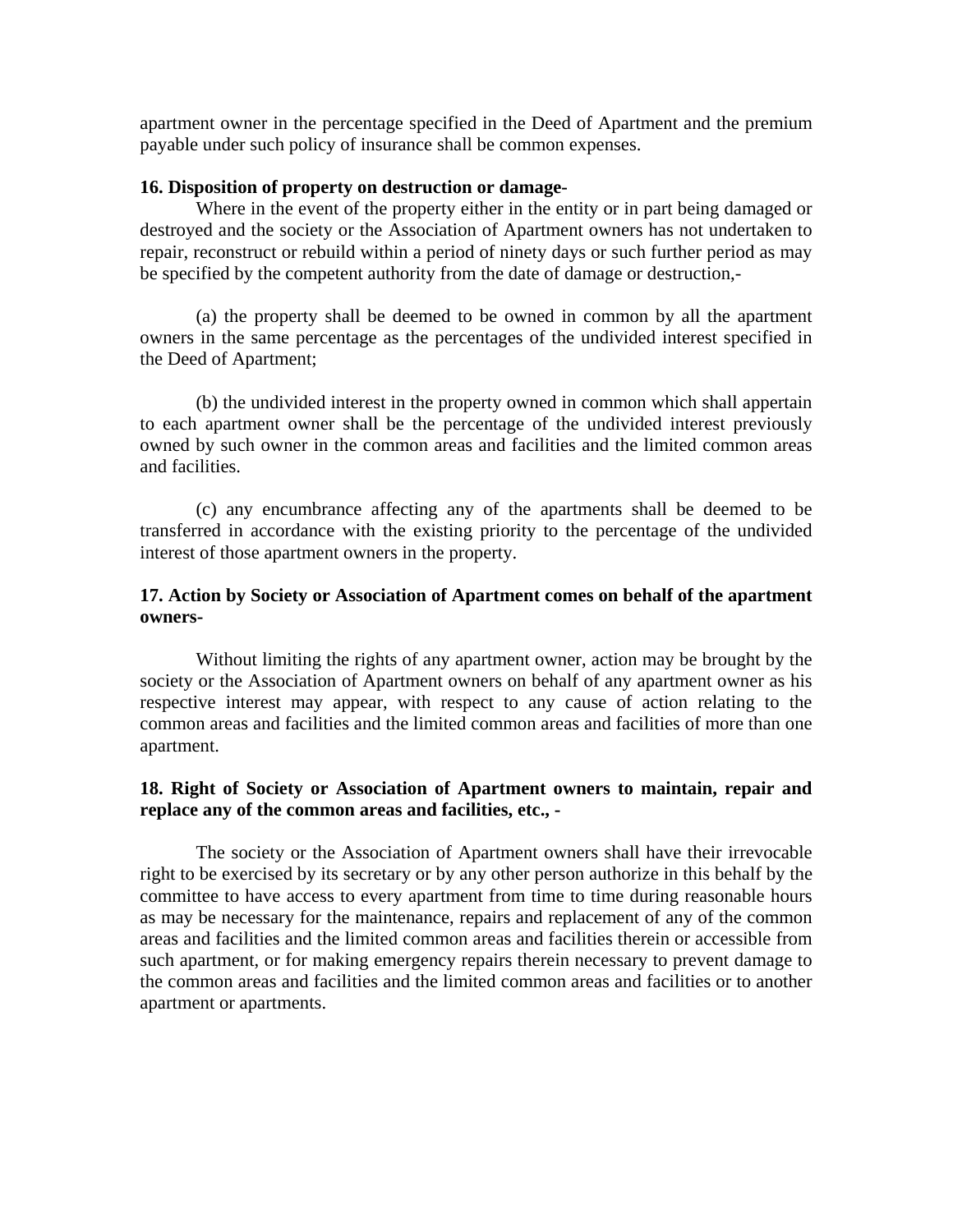apartment owner in the percentage specified in the Deed of Apartment and the premium payable under such policy of insurance shall be common expenses.

**16. Disposition of property on destruction or damage-**

Where in the event of the property either in the entity or in part being damaged or destroyed and the society or the Association of Apartment owners has not undertaken to repair, reconstruct or rebuild within a period of ninety days or such further period as may be specified by the competent authority from the date of damage or destruction,-

(a) the property shall be deemed to be owned in common by all the apartment owners in the same percentage as the percentages of the undivided interest specified in the Deed of Apartment;

(b) the undivided interest in the property owned in common which shall appertain to each apartment owner shall be the percentage of the undivided interest previously owned by such owner in the common areas and facilities and the limited common areas and facilities.

(c) any encumbrance affecting any of the apartments shall be deemed to be transferred in accordance with the existing priority to the percentage of the undivided interest of those apartment owners in the property.

**17. Action by Society or Association of Apartment comes on behalf of the apartment owners-**

Without limiting the rights of any apartment owner, action may be brought by the society or the Association of Apartment owners on behalf of any apartment owner as his respective interest may appear, with respect to any cause of action relating to the common areas and facilities and the limited common areas and facilities of more than one apartment.

**18. Right of Society or Association of Apartment owners to maintain, repair and replace any of the common areas and facilities, etc., -**

The society or the Association of Apartment owners shall have their irrevocable right to be exercised by its secretary or by any other person authorize in this behalf by the committee to have access to every apartment from time to time during reasonable hours as may be necessary for the maintenance, repairs and replacement of any of the common areas and facilities and the limited common areas and facilities therein or accessible from such apartment, or for making emergency repairs therein necessary to prevent damage to the common areas and facilities and the limited common areas and facilities or to another apartment or apartments.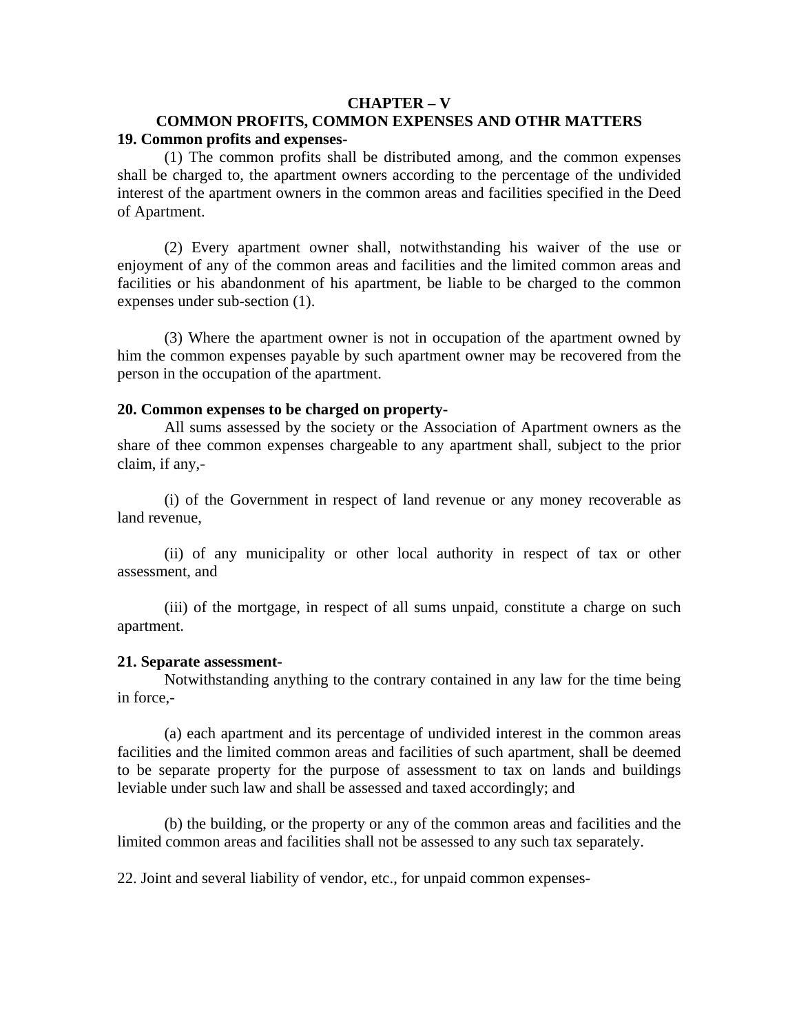## CHAPTER – V

## COMMON PROFITS, COMMON EXPENSES AND OTHR MATTERS

**19. Common profits and expenses-**

(1) The common profits shall be distributed among, and the common expenses shall be charged to, the apartment owners according to the percentage of the undivided interest of the apartment owners in the common areas and facilities specified in the Deed of Apartment.

(2) Every apartment owner shall, notwithstanding his waiver of the use or enjoyment of any of the common areas and facilities and the limited common areas and facilities or his abandonment of his apartment, be liable to be charged to the common expenses under sub-section (1).

(3) Where the apartment owner is not in occupation of the apartment owned by him the common expenses payable by such apartment owner may be recovered from the person in the occupation of the apartment.

**20. Common expenses to be charged on property-**

All sums assessed by the society or the Association of Apartment owners as the share of thee common expenses chargeable to any apartment shall, subject to the prior claim, if any,-

(i) of the Government in respect of land revenue or any money recoverable as land revenue,

(ii) of any municipality or other local authority in respect of tax or other assessment, and

(iii) of the mortgage, in respect of all sums unpaid, constitute a charge on such apartment.

**21. Separate assessment-**

Notwithstanding anything to the contrary contained in any law for the time being in force,-

(a) each apartment and its percentage of undivided interest in the common areas facilities and the limited common areas and facilities of such apartment, shall be deemed to be separate property for the purpose of assessment to tax on lands and buildings leviable under such law and shall be assessed and taxed accordingly; and

(b) the building, or the property or any of the common areas and facilities and the limited common areas and facilities shall not be assessed to any such tax separately.

22. Joint and several liability of vendor, etc., for unpaid common expenses-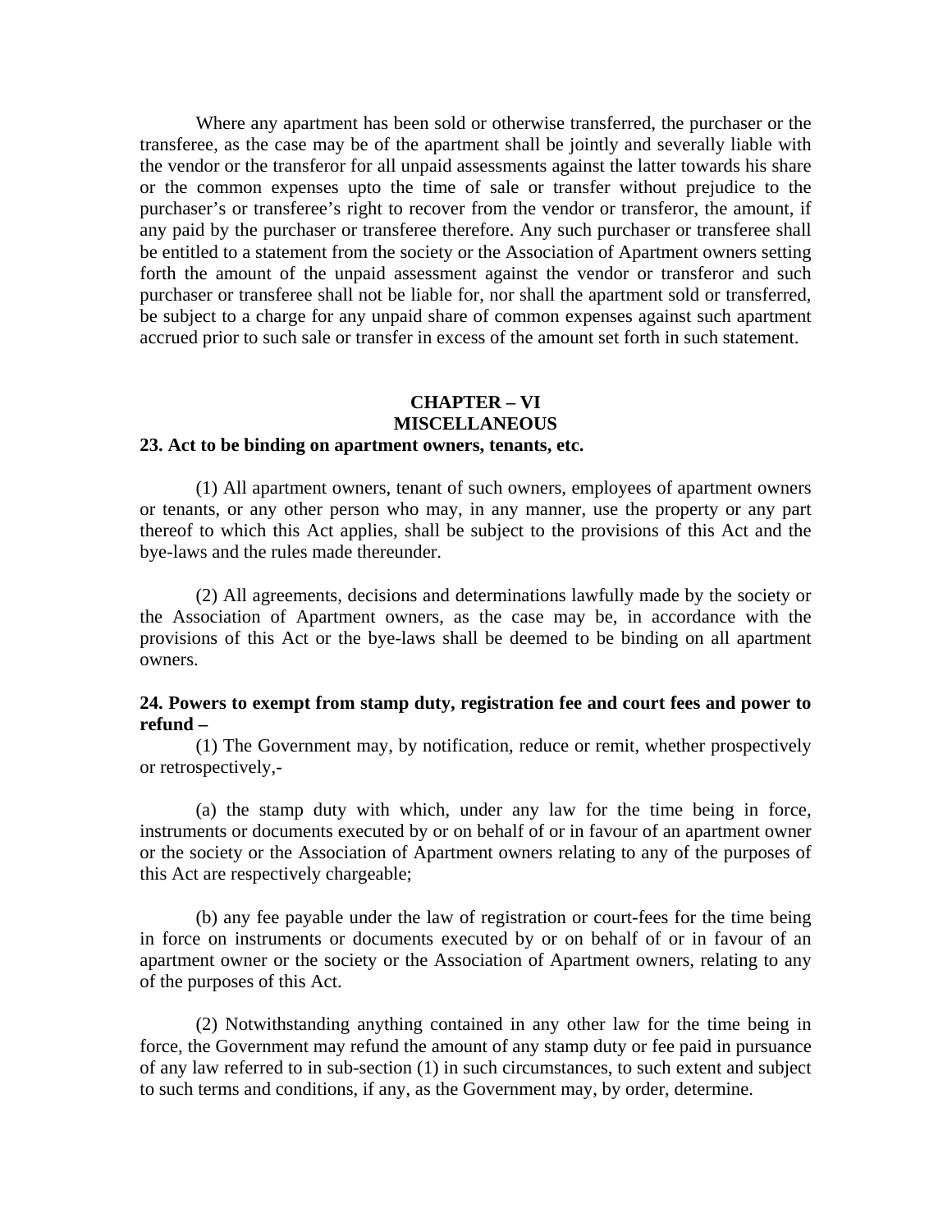Where any apartment has been sold or otherwise transferred, the purchaser or the transferee, as the case may be of the apartment shall be jointly and severally liable with the vendor or the transferor for all unpaid assessments against the latter towards his share or the common expenses upto the time of sale or transfer without prejudice to the purchaser's or transferee's right to recover from the vendor or transferor, the amount, if any paid by the purchaser or transferee therefore. Any such purchaser or transferee shall be entitled to a statement from the society or the Association of Apartment owners setting forth the amount of the unpaid assessment against the vendor or transferor and such purchaser or transferee shall not be liable for, nor shall the apartment sold or transferred, be subject to a charge for any unpaid share of common expenses against such apartment accrued prior to such sale or transfer in excess of the amount set forth in such statement.

## CHAPTER – VI
## MISCELLANEOUS

**23. Act to be binding on apartment owners, tenants, etc.**

(1) All apartment owners, tenant of such owners, employees of apartment owners or tenants, or any other person who may, in any manner, use the property or any part thereof to which this Act applies, shall be subject to the provisions of this Act and the bye-laws and the rules made thereunder.

(2) All agreements, decisions and determinations lawfully made by the society or the Association of Apartment owners, as the case may be, in accordance with the provisions of this Act or the bye-laws shall be deemed to be binding on all apartment owners.

**24. Powers to exempt from stamp duty, registration fee and court fees and power to refund –**

(1) The Government may, by notification, reduce or remit, whether prospectively or retrospectively,-

(a) the stamp duty with which, under any law for the time being in force, instruments or documents executed by or on behalf of or in favour of an apartment owner or the society or the Association of Apartment owners relating to any of the purposes of this Act are respectively chargeable;

(b) any fee payable under the law of registration or court-fees for the time being in force on instruments or documents executed by or on behalf of or in favour of an apartment owner or the society or the Association of Apartment owners, relating to any of the purposes of this Act.

(2) Notwithstanding anything contained in any other law for the time being in force, the Government may refund the amount of any stamp duty or fee paid in pursuance of any law referred to in sub-section (1) in such circumstances, to such extent and subject to such terms and conditions, if any, as the Government may, by order, determine.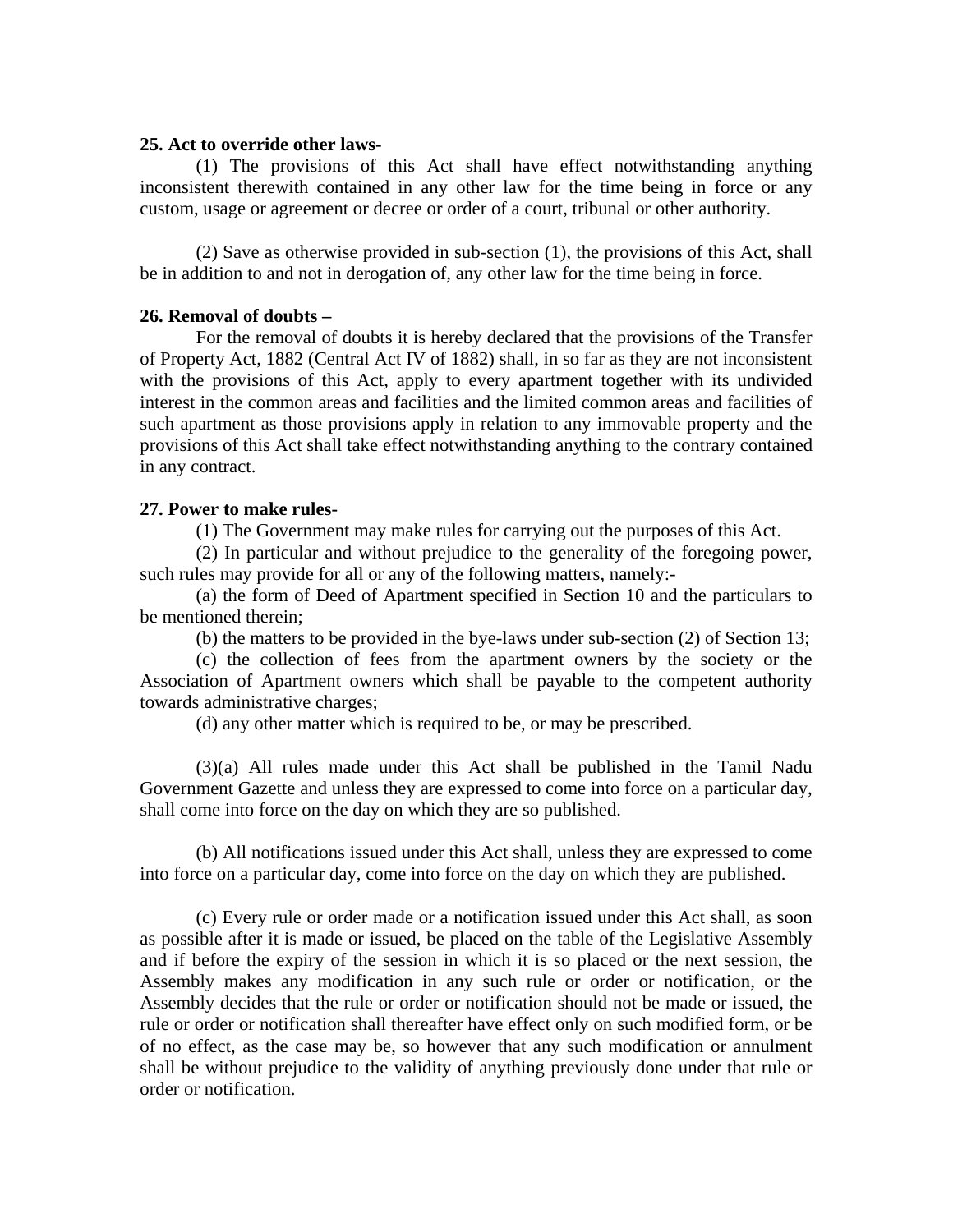**25. Act to override other laws-**

(1) The provisions of this Act shall have effect notwithstanding anything inconsistent therewith contained in any other law for the time being in force or any custom, usage or agreement or decree or order of a court, tribunal or other authority.

(2) Save as otherwise provided in sub-section (1), the provisions of this Act, shall be in addition to and not in derogation of, any other law for the time being in force.

**26. Removal of doubts –**

For the removal of doubts it is hereby declared that the provisions of the Transfer of Property Act, 1882 (Central Act IV of 1882) shall, in so far as they are not inconsistent with the provisions of this Act, apply to every apartment together with its undivided interest in the common areas and facilities and the limited common areas and facilities of such apartment as those provisions apply in relation to any immovable property and the provisions of this Act shall take effect notwithstanding anything to the contrary contained in any contract.

**27. Power to make rules-**

(1) The Government may make rules for carrying out the purposes of this Act.

(2) In particular and without prejudice to the generality of the foregoing power, such rules may provide for all or any of the following matters, namely:-

(a) the form of Deed of Apartment specified in Section 10 and the particulars to be mentioned therein;

(b) the matters to be provided in the bye-laws under sub-section (2) of Section 13;

(c) the collection of fees from the apartment owners by the society or the Association of Apartment owners which shall be payable to the competent authority towards administrative charges;

(d) any other matter which is required to be, or may be prescribed.

(3)(a) All rules made under this Act shall be published in the Tamil Nadu Government Gazette and unless they are expressed to come into force on a particular day, shall come into force on the day on which they are so published.

(b) All notifications issued under this Act shall, unless they are expressed to come into force on a particular day, come into force on the day on which they are published.

(c) Every rule or order made or a notification issued under this Act shall, as soon as possible after it is made or issued, be placed on the table of the Legislative Assembly and if before the expiry of the session in which it is so placed or the next session, the Assembly makes any modification in any such rule or order or notification, or the Assembly decides that the rule or order or notification should not be made or issued, the rule or order or notification shall thereafter have effect only on such modified form, or be of no effect, as the case may be, so however that any such modification or annulment shall be without prejudice to the validity of anything previously done under that rule or order or notification.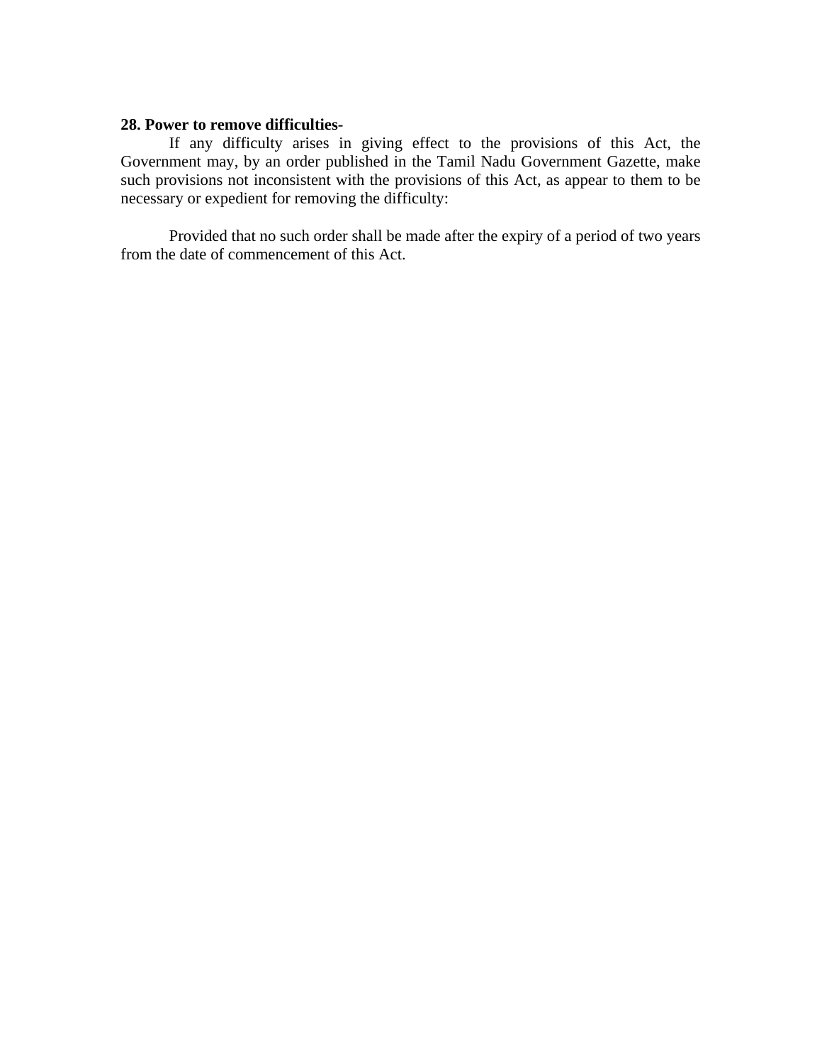**28. Power to remove difficulties-**

If any difficulty arises in giving effect to the provisions of this Act, the Government may, by an order published in the Tamil Nadu Government Gazette, make such provisions not inconsistent with the provisions of this Act, as appear to them to be necessary or expedient for removing the difficulty:

Provided that no such order shall be made after the expiry of a period of two years from the date of commencement of this Act.